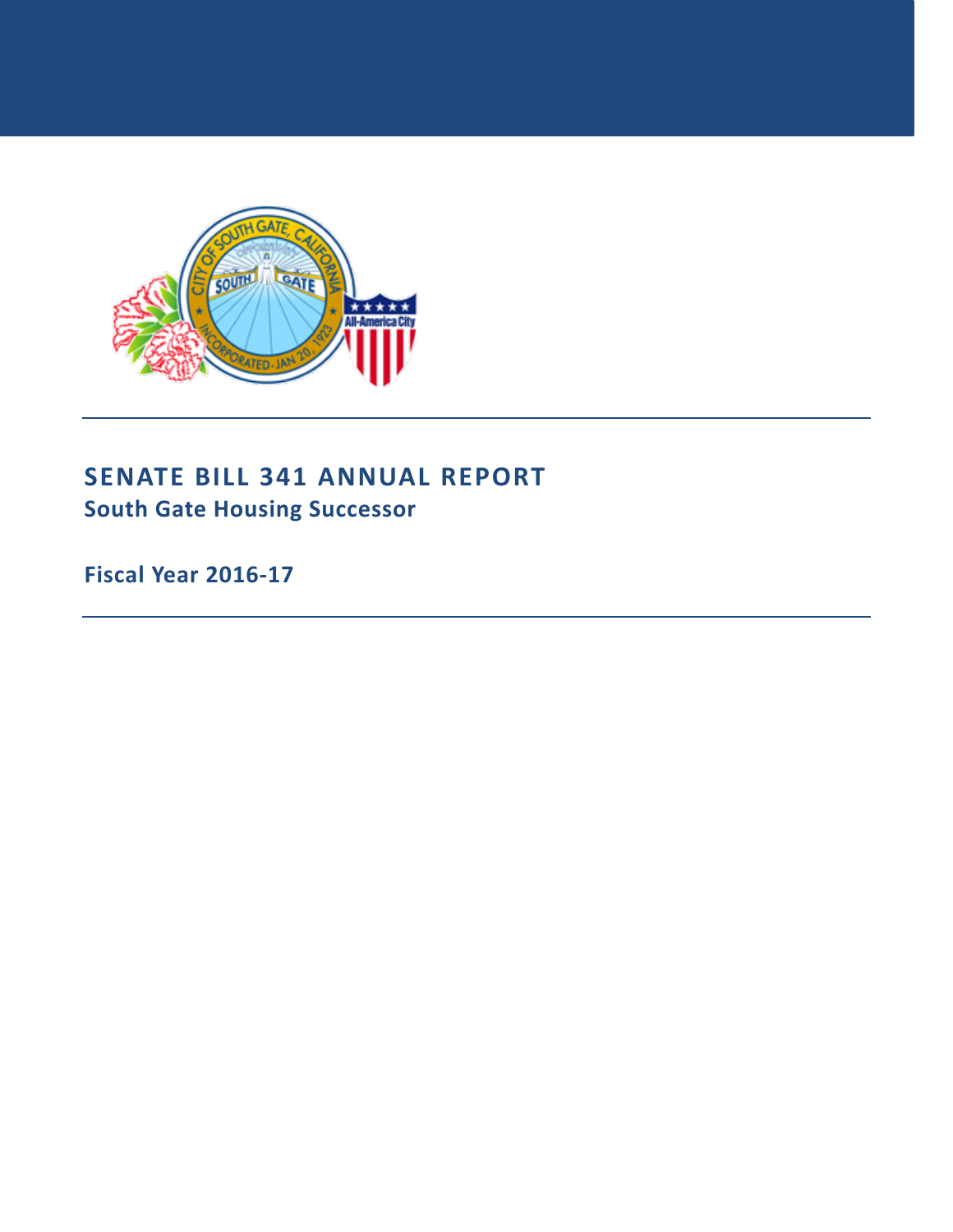# SENATE BILL 341 ANNUAL REPORT

## South Gate Housing Successor

**Fiscal Year 2016-17**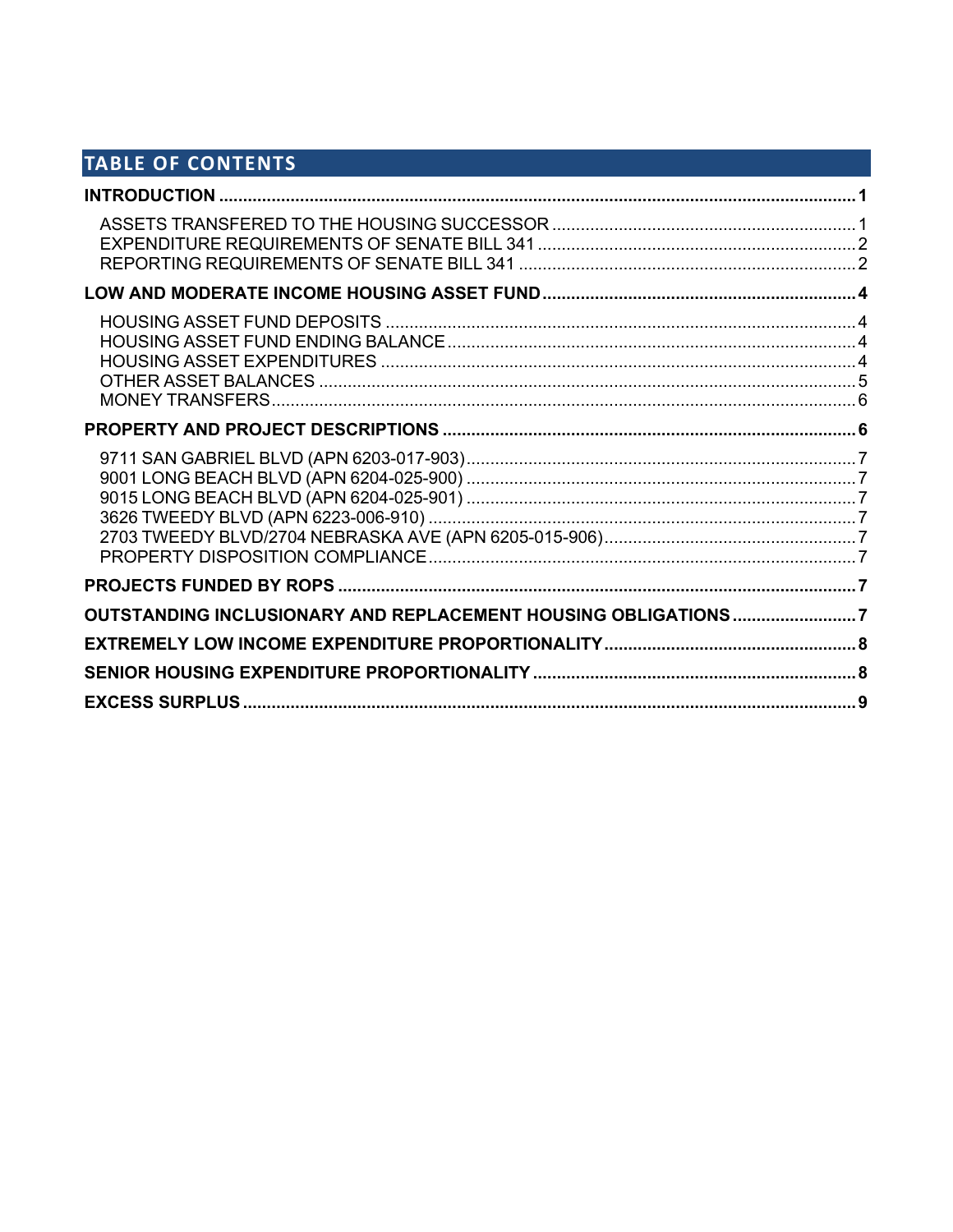## TABLE OF CONTENTS

**INTRODUCTION** .......... **1**

- ASSETS TRANSFERED TO THE HOUSING SUCCESSOR .......... 1
- EXPENDITURE REQUIREMENTS OF SENATE BILL 341 .......... 2
- REPORTING REQUIREMENTS OF SENATE BILL 341 .......... 2

**LOW AND MODERATE INCOME HOUSING ASSET FUND** .......... **4**

- HOUSING ASSET FUND DEPOSITS .......... 4
- HOUSING ASSET FUND ENDING BALANCE .......... 4
- HOUSING ASSET EXPENDITURES .......... 4
- OTHER ASSET BALANCES .......... 5
- MONEY TRANSFERS .......... 6

**PROPERTY AND PROJECT DESCRIPTIONS** .......... **6**

- 9711 SAN GABRIEL BLVD (APN 6203-017-903) .......... 7
- 9001 LONG BEACH BLVD (APN 6204-025-900) .......... 7
- 9015 LONG BEACH BLVD (APN 6204-025-901) .......... 7
- 3626 TWEEDY BLVD (APN 6223-006-910) .......... 7
- 2703 TWEEDY BLVD/2704 NEBRASKA AVE (APN 6205-015-906) .......... 7
- PROPERTY DISPOSITION COMPLIANCE .......... 7

**PROJECTS FUNDED BY ROPS** .......... **7**

**OUTSTANDING INCLUSIONARY AND REPLACEMENT HOUSING OBLIGATIONS** .......... **7**

**EXTREMELY LOW INCOME EXPENDITURE PROPORTIONALITY** .......... **8**

**SENIOR HOUSING EXPENDITURE PROPORTIONALITY** .......... **8**

**EXCESS SURPLUS** .......... **9**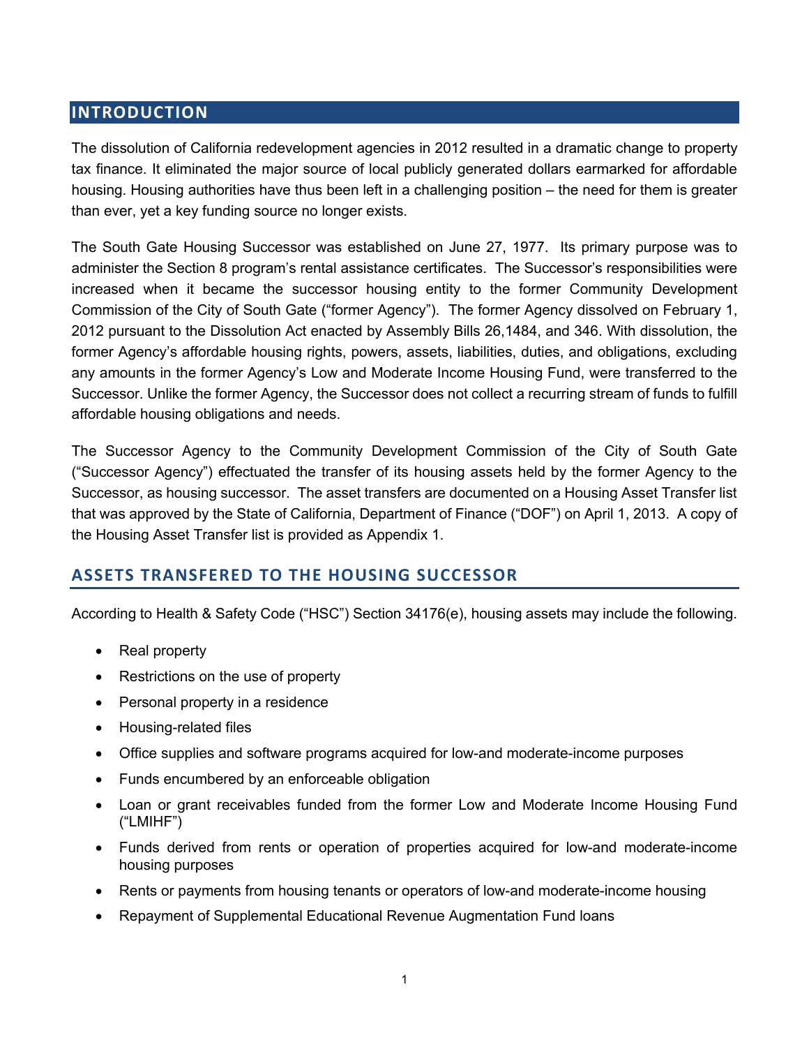## INTRODUCTION

The dissolution of California redevelopment agencies in 2012 resulted in a dramatic change to property tax finance. It eliminated the major source of local publicly generated dollars earmarked for affordable housing. Housing authorities have thus been left in a challenging position – the need for them is greater than ever, yet a key funding source no longer exists.

The South Gate Housing Successor was established on June 27, 1977. Its primary purpose was to administer the Section 8 program's rental assistance certificates. The Successor's responsibilities were increased when it became the successor housing entity to the former Community Development Commission of the City of South Gate ("former Agency"). The former Agency dissolved on February 1, 2012 pursuant to the Dissolution Act enacted by Assembly Bills 26,1484, and 346. With dissolution, the former Agency's affordable housing rights, powers, assets, liabilities, duties, and obligations, excluding any amounts in the former Agency's Low and Moderate Income Housing Fund, were transferred to the Successor. Unlike the former Agency, the Successor does not collect a recurring stream of funds to fulfill affordable housing obligations and needs.

The Successor Agency to the Community Development Commission of the City of South Gate ("Successor Agency") effectuated the transfer of its housing assets held by the former Agency to the Successor, as housing successor. The asset transfers are documented on a Housing Asset Transfer list that was approved by the State of California, Department of Finance ("DOF") on April 1, 2013. A copy of the Housing Asset Transfer list is provided as Appendix 1.

## ASSETS TRANSFERED TO THE HOUSING SUCCESSOR

According to Health & Safety Code ("HSC") Section 34176(e), housing assets may include the following.

- Real property
- Restrictions on the use of property
- Personal property in a residence
- Housing-related files
- Office supplies and software programs acquired for low-and moderate-income purposes
- Funds encumbered by an enforceable obligation
- Loan or grant receivables funded from the former Low and Moderate Income Housing Fund ("LMIHF")
- Funds derived from rents or operation of properties acquired for low-and moderate-income housing purposes
- Rents or payments from housing tenants or operators of low-and moderate-income housing
- Repayment of Supplemental Educational Revenue Augmentation Fund loans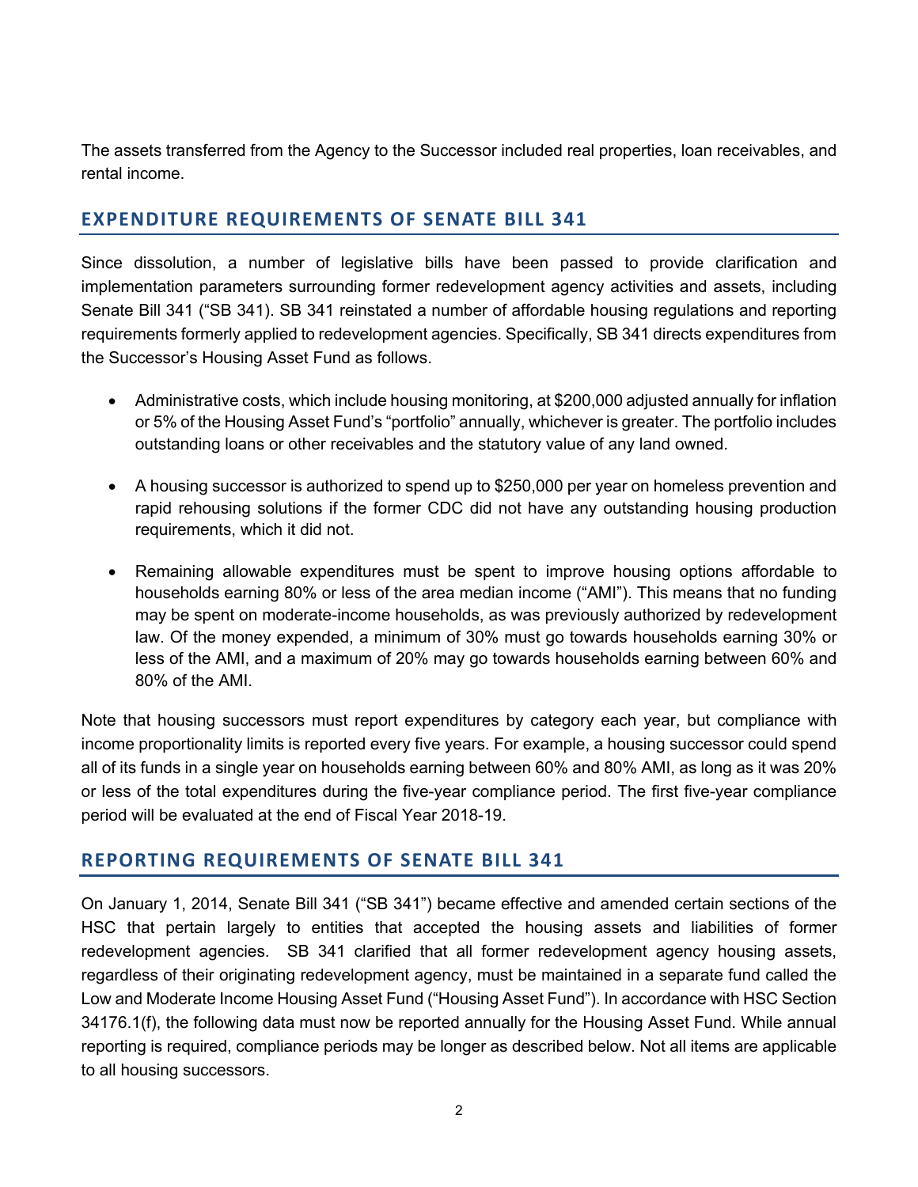The assets transferred from the Agency to the Successor included real properties, loan receivables, and rental income.

## EXPENDITURE REQUIREMENTS OF SENATE BILL 341

Since dissolution, a number of legislative bills have been passed to provide clarification and implementation parameters surrounding former redevelopment agency activities and assets, including Senate Bill 341 ("SB 341). SB 341 reinstated a number of affordable housing regulations and reporting requirements formerly applied to redevelopment agencies. Specifically, SB 341 directs expenditures from the Successor's Housing Asset Fund as follows.

- Administrative costs, which include housing monitoring, at $200,000 adjusted annually for inflation or 5% of the Housing Asset Fund's "portfolio" annually, whichever is greater. The portfolio includes outstanding loans or other receivables and the statutory value of any land owned.
- A housing successor is authorized to spend up to $250,000 per year on homeless prevention and rapid rehousing solutions if the former CDC did not have any outstanding housing production requirements, which it did not.
- Remaining allowable expenditures must be spent to improve housing options affordable to households earning 80% or less of the area median income ("AMI"). This means that no funding may be spent on moderate-income households, as was previously authorized by redevelopment law. Of the money expended, a minimum of 30% must go towards households earning 30% or less of the AMI, and a maximum of 20% may go towards households earning between 60% and 80% of the AMI.

Note that housing successors must report expenditures by category each year, but compliance with income proportionality limits is reported every five years. For example, a housing successor could spend all of its funds in a single year on households earning between 60% and 80% AMI, as long as it was 20% or less of the total expenditures during the five-year compliance period. The first five-year compliance period will be evaluated at the end of Fiscal Year 2018-19.

## REPORTING REQUIREMENTS OF SENATE BILL 341

On January 1, 2014, Senate Bill 341 ("SB 341") became effective and amended certain sections of the HSC that pertain largely to entities that accepted the housing assets and liabilities of former redevelopment agencies. SB 341 clarified that all former redevelopment agency housing assets, regardless of their originating redevelopment agency, must be maintained in a separate fund called the Low and Moderate Income Housing Asset Fund ("Housing Asset Fund"). In accordance with HSC Section 34176.1(f), the following data must now be reported annually for the Housing Asset Fund. While annual reporting is required, compliance periods may be longer as described below. Not all items are applicable to all housing successors.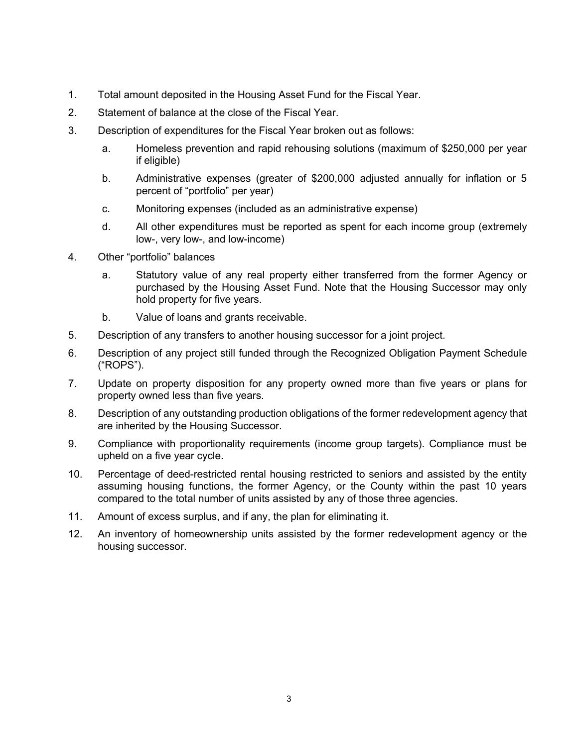1. Total amount deposited in the Housing Asset Fund for the Fiscal Year.
2. Statement of balance at the close of the Fiscal Year.
3. Description of expenditures for the Fiscal Year broken out as follows:
   a. Homeless prevention and rapid rehousing solutions (maximum of $250,000 per year if eligible)
   b. Administrative expenses (greater of $200,000 adjusted annually for inflation or 5 percent of "portfolio" per year)
   c. Monitoring expenses (included as an administrative expense)
   d. All other expenditures must be reported as spent for each income group (extremely low-, very low-, and low-income)
4. Other "portfolio" balances
   a. Statutory value of any real property either transferred from the former Agency or purchased by the Housing Asset Fund. Note that the Housing Successor may only hold property for five years.
   b. Value of loans and grants receivable.
5. Description of any transfers to another housing successor for a joint project.
6. Description of any project still funded through the Recognized Obligation Payment Schedule ("ROPS").
7. Update on property disposition for any property owned more than five years or plans for property owned less than five years.
8. Description of any outstanding production obligations of the former redevelopment agency that are inherited by the Housing Successor.
9. Compliance with proportionality requirements (income group targets). Compliance must be upheld on a five year cycle.
10. Percentage of deed-restricted rental housing restricted to seniors and assisted by the entity assuming housing functions, the former Agency, or the County within the past 10 years compared to the total number of units assisted by any of those three agencies.
11. Amount of excess surplus, and if any, the plan for eliminating it.
12. An inventory of homeownership units assisted by the former redevelopment agency or the housing successor.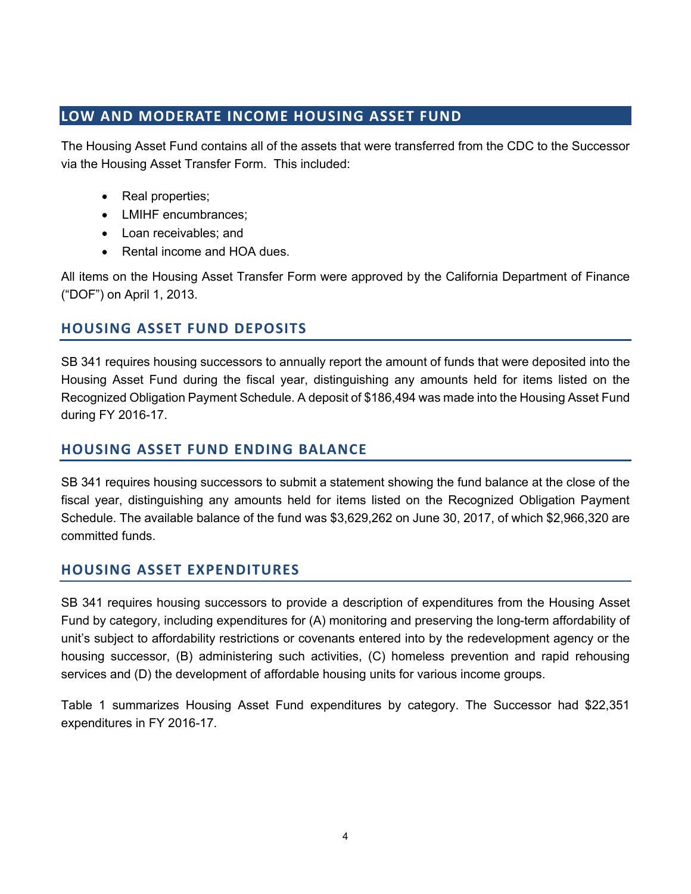## LOW AND MODERATE INCOME HOUSING ASSET FUND

The Housing Asset Fund contains all of the assets that were transferred from the CDC to the Successor via the Housing Asset Transfer Form. This included:

- Real properties;
- LMIHF encumbrances;
- Loan receivables; and
- Rental income and HOA dues.

All items on the Housing Asset Transfer Form were approved by the California Department of Finance ("DOF") on April 1, 2013.

### HOUSING ASSET FUND DEPOSITS

SB 341 requires housing successors to annually report the amount of funds that were deposited into the Housing Asset Fund during the fiscal year, distinguishing any amounts held for items listed on the Recognized Obligation Payment Schedule. A deposit of $186,494 was made into the Housing Asset Fund during FY 2016-17.

### HOUSING ASSET FUND ENDING BALANCE

SB 341 requires housing successors to submit a statement showing the fund balance at the close of the fiscal year, distinguishing any amounts held for items listed on the Recognized Obligation Payment Schedule. The available balance of the fund was $3,629,262 on June 30, 2017, of which $2,966,320 are committed funds.

### HOUSING ASSET EXPENDITURES

SB 341 requires housing successors to provide a description of expenditures from the Housing Asset Fund by category, including expenditures for (A) monitoring and preserving the long-term affordability of unit's subject to affordability restrictions or covenants entered into by the redevelopment agency or the housing successor, (B) administering such activities, (C) homeless prevention and rapid rehousing services and (D) the development of affordable housing units for various income groups.

Table 1 summarizes Housing Asset Fund expenditures by category. The Successor had $22,351 expenditures in FY 2016-17.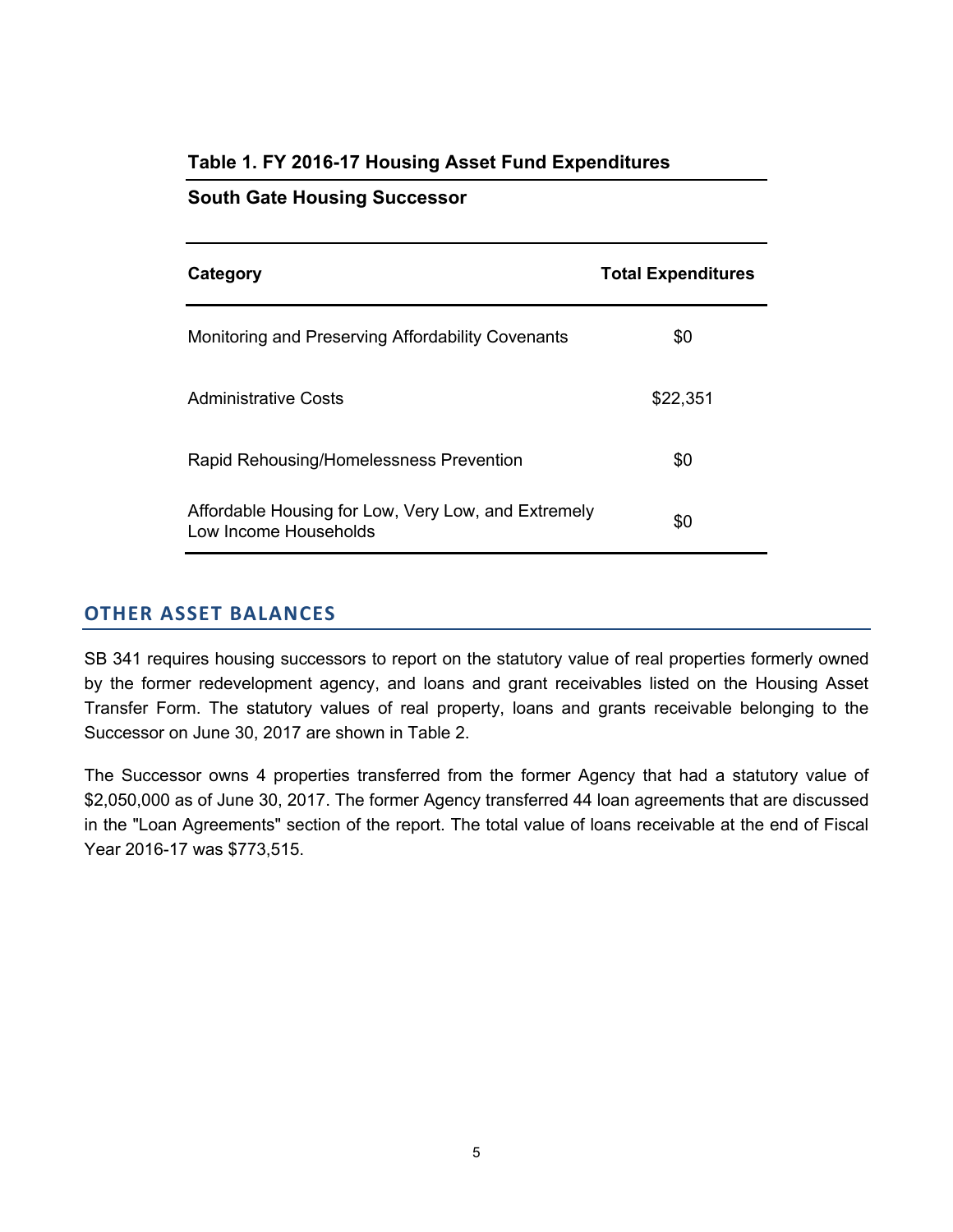**Table 1. FY 2016-17 Housing Asset Fund Expenditures**

**South Gate Housing Successor**

| Category | Total Expenditures |
|---|---|
| Monitoring and Preserving Affordability Covenants | $0 |
| Administrative Costs | $22,351 |
| Rapid Rehousing/Homelessness Prevention | $0 |
| Affordable Housing for Low, Very Low, and Extremely Low Income Households | $0 |

## OTHER ASSET BALANCES

SB 341 requires housing successors to report on the statutory value of real properties formerly owned by the former redevelopment agency, and loans and grant receivables listed on the Housing Asset Transfer Form. The statutory values of real property, loans and grants receivable belonging to the Successor on June 30, 2017 are shown in Table 2.

The Successor owns 4 properties transferred from the former Agency that had a statutory value of $2,050,000 as of June 30, 2017. The former Agency transferred 44 loan agreements that are discussed in the "Loan Agreements" section of the report. The total value of loans receivable at the end of Fiscal Year 2016-17 was $773,515.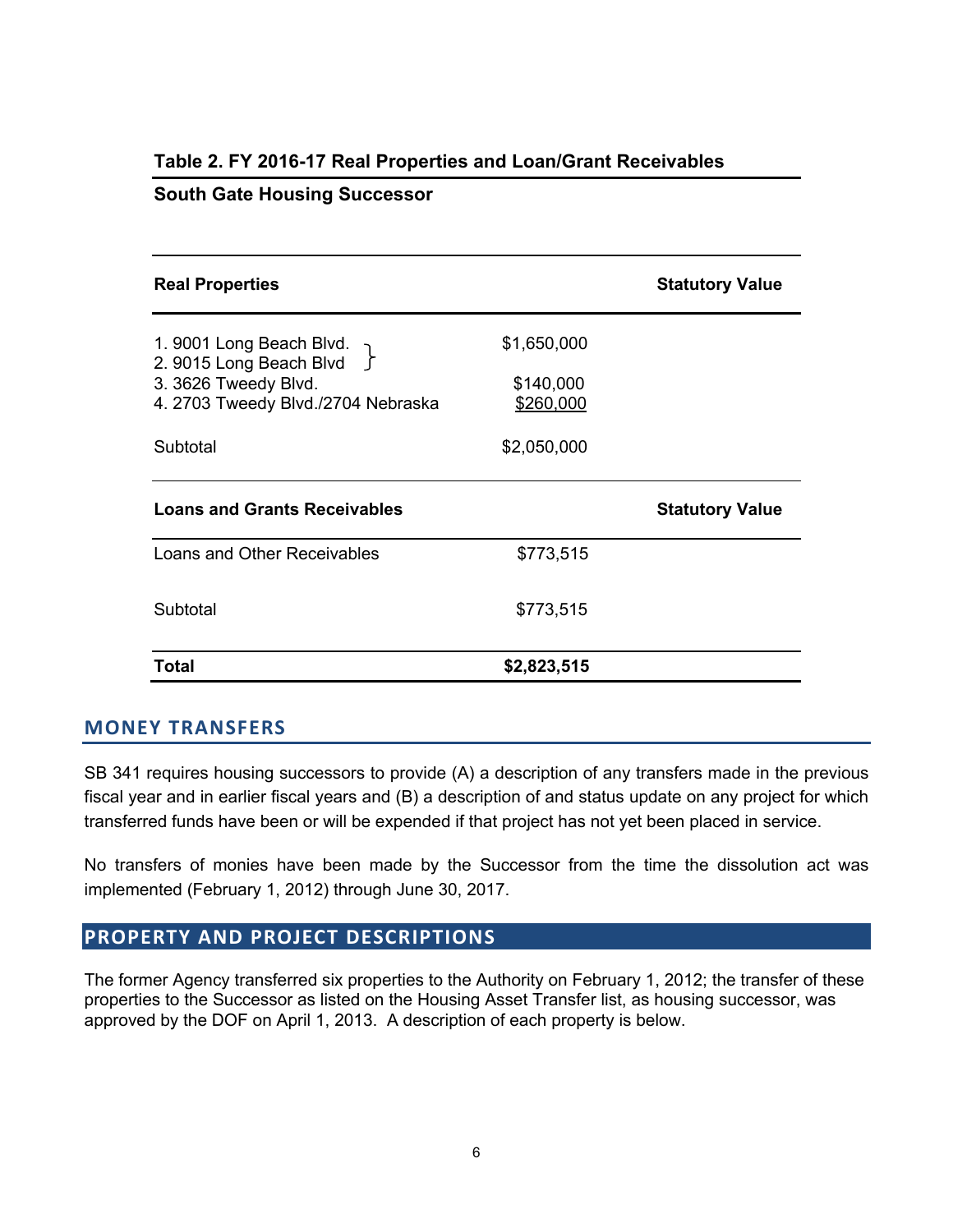**Table 2. FY 2016-17 Real Properties and Loan/Grant Receivables**

**South Gate Housing Successor**

| **Real Properties** | | **Statutory Value** |
|---|---|---|
| 1. 9001 Long Beach Blvd. <br> 2. 9015 Long Beach Blvd | $1,650,000 | |
| 3. 3626 Tweedy Blvd. | $140,000 | |
| 4. 2703 Tweedy Blvd./2704 Nebraska | $260,000 | |
| Subtotal | $2,050,000 | |
| **Loans and Grants Receivables** | | **Statutory Value** |
| Loans and Other Receivables | $773,515 | |
| Subtotal | $773,515 | |
| **Total** | **$2,823,515** | |

## MONEY TRANSFERS

SB 341 requires housing successors to provide (A) a description of any transfers made in the previous fiscal year and in earlier fiscal years and (B) a description of and status update on any project for which transferred funds have been or will be expended if that project has not yet been placed in service.

No transfers of monies have been made by the Successor from the time the dissolution act was implemented (February 1, 2012) through June 30, 2017.

## PROPERTY AND PROJECT DESCRIPTIONS

The former Agency transferred six properties to the Authority on February 1, 2012; the transfer of these properties to the Successor as listed on the Housing Asset Transfer list, as housing successor, was approved by the DOF on April 1, 2013. A description of each property is below.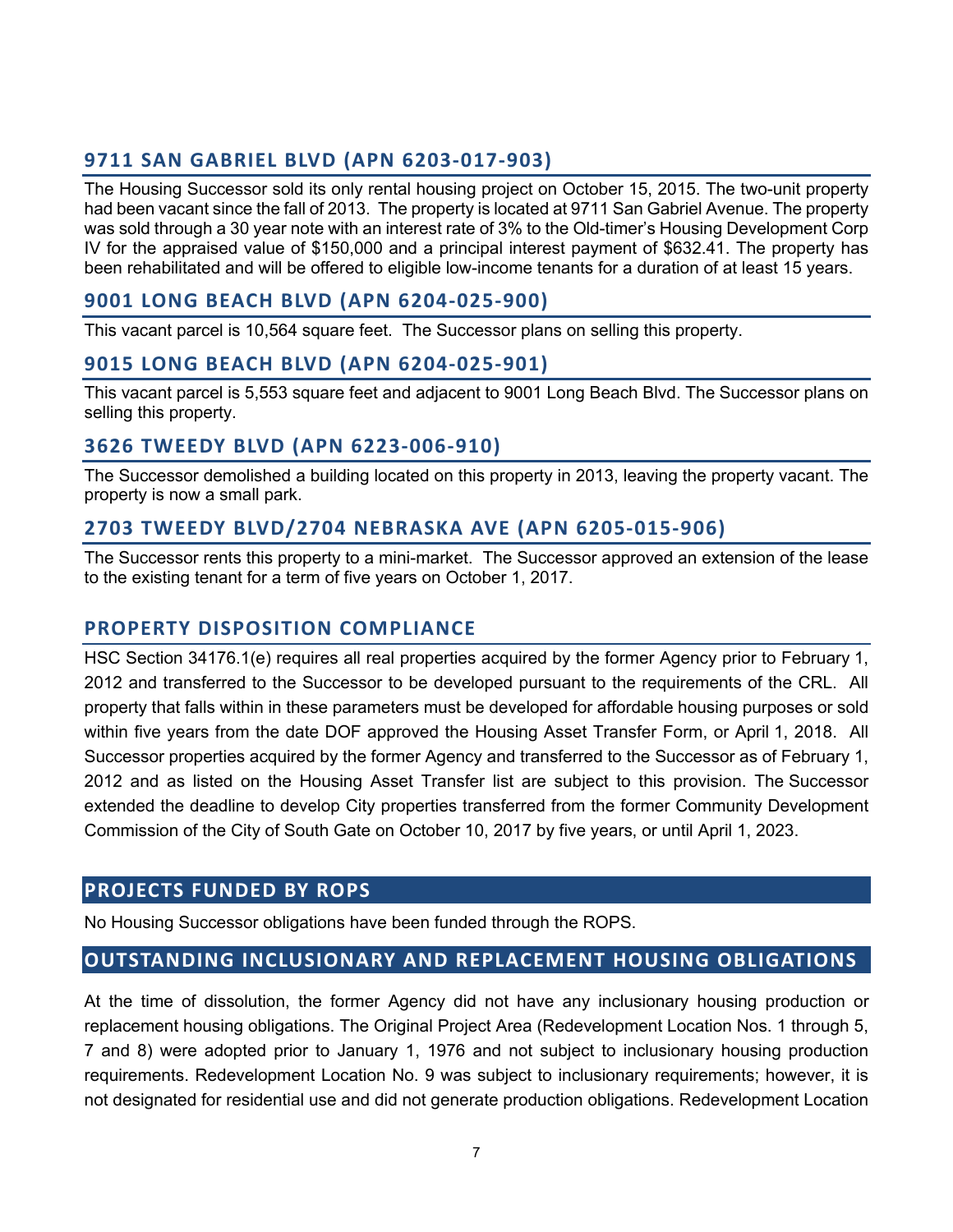### 9711 SAN GABRIEL BLVD (APN 6203-017-903)

The Housing Successor sold its only rental housing project on October 15, 2015. The two-unit property had been vacant since the fall of 2013. The property is located at 9711 San Gabriel Avenue. The property was sold through a 30 year note with an interest rate of 3% to the Old-timer's Housing Development Corp IV for the appraised value of $150,000 and a principal interest payment of $632.41. The property has been rehabilitated and will be offered to eligible low-income tenants for a duration of at least 15 years.

### 9001 LONG BEACH BLVD (APN 6204-025-900)

This vacant parcel is 10,564 square feet. The Successor plans on selling this property.

### 9015 LONG BEACH BLVD (APN 6204-025-901)

This vacant parcel is 5,553 square feet and adjacent to 9001 Long Beach Blvd. The Successor plans on selling this property.

### 3626 TWEEDY BLVD (APN 6223-006-910)

The Successor demolished a building located on this property in 2013, leaving the property vacant. The property is now a small park.

### 2703 TWEEDY BLVD/2704 NEBRASKA AVE (APN 6205-015-906)

The Successor rents this property to a mini-market. The Successor approved an extension of the lease to the existing tenant for a term of five years on October 1, 2017.

### PROPERTY DISPOSITION COMPLIANCE

HSC Section 34176.1(e) requires all real properties acquired by the former Agency prior to February 1, 2012 and transferred to the Successor to be developed pursuant to the requirements of the CRL. All property that falls within in these parameters must be developed for affordable housing purposes or sold within five years from the date DOF approved the Housing Asset Transfer Form, or April 1, 2018. All Successor properties acquired by the former Agency and transferred to the Successor as of February 1, 2012 and as listed on the Housing Asset Transfer list are subject to this provision. The Successor extended the deadline to develop City properties transferred from the former Community Development Commission of the City of South Gate on October 10, 2017 by five years, or until April 1, 2023.

## PROJECTS FUNDED BY ROPS

No Housing Successor obligations have been funded through the ROPS.

## OUTSTANDING INCLUSIONARY AND REPLACEMENT HOUSING OBLIGATIONS

At the time of dissolution, the former Agency did not have any inclusionary housing production or replacement housing obligations. The Original Project Area (Redevelopment Location Nos. 1 through 5, 7 and 8) were adopted prior to January 1, 1976 and not subject to inclusionary housing production requirements. Redevelopment Location No. 9 was subject to inclusionary requirements; however, it is not designated for residential use and did not generate production obligations. Redevelopment Location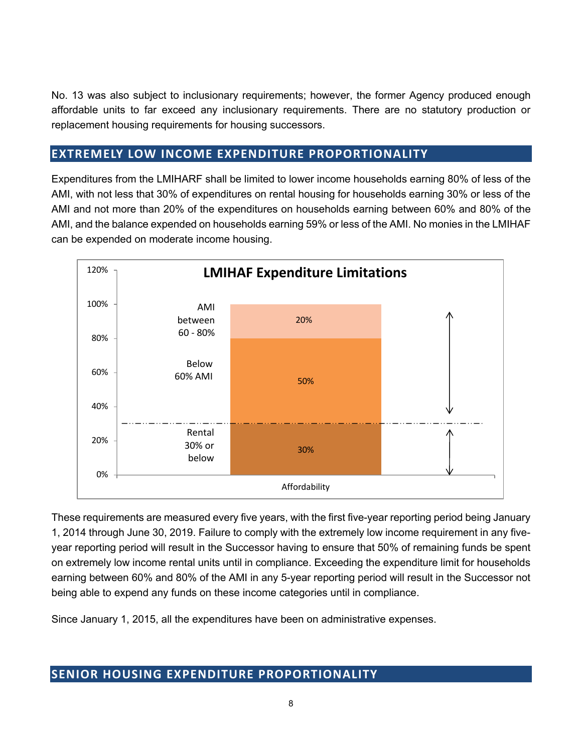No. 13 was also subject to inclusionary requirements; however, the former Agency produced enough affordable units to far exceed any inclusionary requirements. There are no statutory production or replacement housing requirements for housing successors.

## EXTREMELY LOW INCOME EXPENDITURE PROPORTIONALITY

Expenditures from the LMIHARF shall be limited to lower income households earning 80% of less of the AMI, with not less that 30% of expenditures on rental housing for households earning 30% or less of the AMI and not more than 20% of the expenditures on households earning between 60% and 80% of the AMI, and the balance expended on households earning 59% or less of the AMI. No monies in the LMIHAF can be expended on moderate income housing.

**LMIHAF Expenditure Limitations**

| Category | Share |
|---|---|
| AMI between 60 - 80% | 20% |
| Below 60% AMI | 50% |
| Rental 30% or below | 30% |

Affordability

These requirements are measured every five years, with the first five-year reporting period being January 1, 2014 through June 30, 2019. Failure to comply with the extremely low income requirement in any five-year reporting period will result in the Successor having to ensure that 50% of remaining funds be spent on extremely low income rental units until in compliance. Exceeding the expenditure limit for households earning between 60% and 80% of the AMI in any 5-year reporting period will result in the Successor not being able to expend any funds on these income categories until in compliance.

Since January 1, 2015, all the expenditures have been on administrative expenses.

## SENIOR HOUSING EXPENDITURE PROPORTIONALITY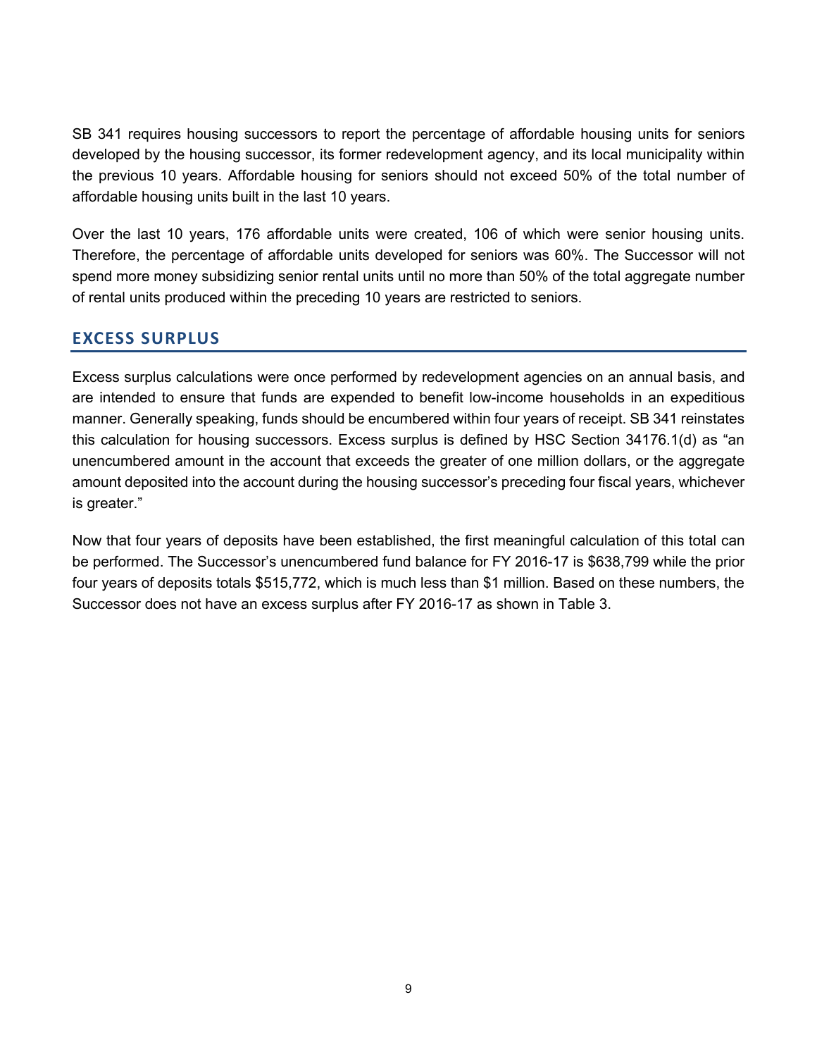SB 341 requires housing successors to report the percentage of affordable housing units for seniors developed by the housing successor, its former redevelopment agency, and its local municipality within the previous 10 years. Affordable housing for seniors should not exceed 50% of the total number of affordable housing units built in the last 10 years.

Over the last 10 years, 176 affordable units were created, 106 of which were senior housing units. Therefore, the percentage of affordable units developed for seniors was 60%. The Successor will not spend more money subsidizing senior rental units until no more than 50% of the total aggregate number of rental units produced within the preceding 10 years are restricted to seniors.

## EXCESS SURPLUS

Excess surplus calculations were once performed by redevelopment agencies on an annual basis, and are intended to ensure that funds are expended to benefit low-income households in an expeditious manner. Generally speaking, funds should be encumbered within four years of receipt. SB 341 reinstates this calculation for housing successors. Excess surplus is defined by HSC Section 34176.1(d) as "an unencumbered amount in the account that exceeds the greater of one million dollars, or the aggregate amount deposited into the account during the housing successor's preceding four fiscal years, whichever is greater."

Now that four years of deposits have been established, the first meaningful calculation of this total can be performed. The Successor's unencumbered fund balance for FY 2016-17 is $638,799 while the prior four years of deposits totals $515,772, which is much less than $1 million. Based on these numbers, the Successor does not have an excess surplus after FY 2016-17 as shown in Table 3.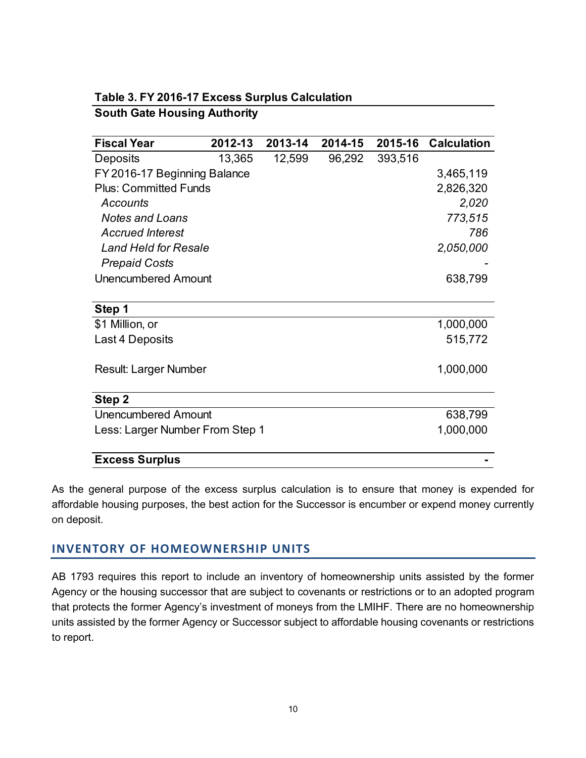**Table 3. FY 2016-17 Excess Surplus Calculation**

**South Gate Housing Authority**

| Fiscal Year | 2012-13 | 2013-14 | 2014-15 | 2015-16 | Calculation |
|---|---|---|---|---|---|
| Deposits | 13,365 | 12,599 | 96,292 | 393,516 | |
| FY 2016-17 Beginning Balance | | | | | 3,465,119 |
| Plus: Committed Funds | | | | | 2,826,320 |
| *Accounts* | | | | | *2,020* |
| *Notes and Loans* | | | | | *773,515* |
| *Accrued Interest* | | | | | *786* |
| *Land Held for Resale* | | | | | *2,050,000* |
| *Prepaid Costs* | | | | | *-* |
| Unencumbered Amount | | | | | 638,799 |
| **Step 1** | | | | | |
| $1 Million, or | | | | | 1,000,000 |
| Last 4 Deposits | | | | | 515,772 |
| Result: Larger Number | | | | | 1,000,000 |
| **Step 2** | | | | | |
| Unencumbered Amount | | | | | 638,799 |
| Less: Larger Number From Step 1 | | | | | 1,000,000 |
| **Excess Surplus** | | | | | **-** |

As the general purpose of the excess surplus calculation is to ensure that money is expended for affordable housing purposes, the best action for the Successor is encumber or expend money currently on deposit.

## INVENTORY OF HOMEOWNERSHIP UNITS

AB 1793 requires this report to include an inventory of homeownership units assisted by the former Agency or the housing successor that are subject to covenants or restrictions or to an adopted program that protects the former Agency's investment of moneys from the LMIHF. There are no homeownership units assisted by the former Agency or Successor subject to affordable housing covenants or restrictions to report.